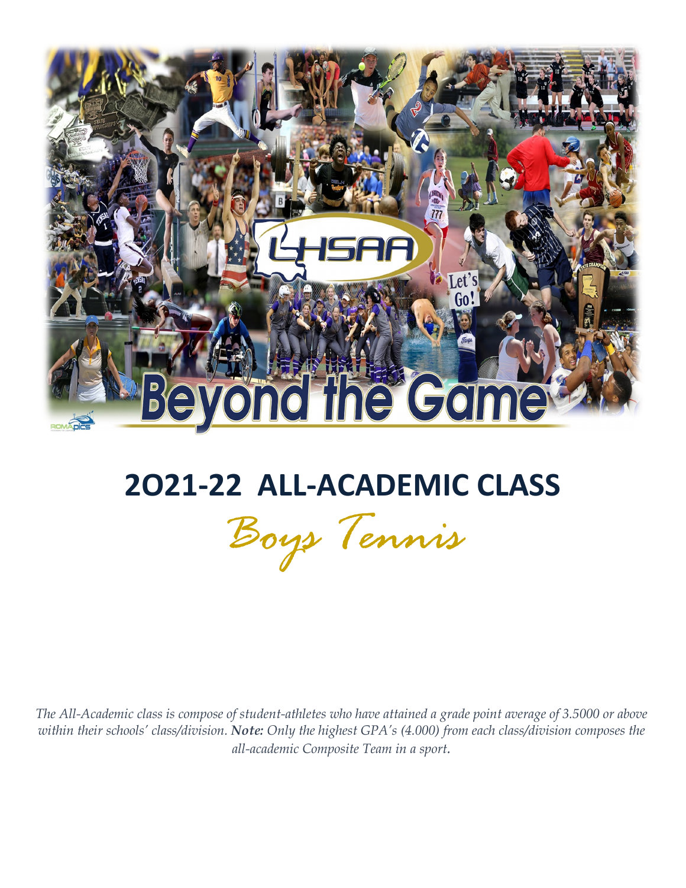# 2O21-22 ALL-ACADEMIC CLASS

## Boys Tennis

*The All-Academic class is compose of student-athletes who have attained a grade point average of 3.5000 or above within their schools' class/division. **Note:** Only the highest GPA's (4.000) from each class/division composes the all-academic Composite Team in a sport.*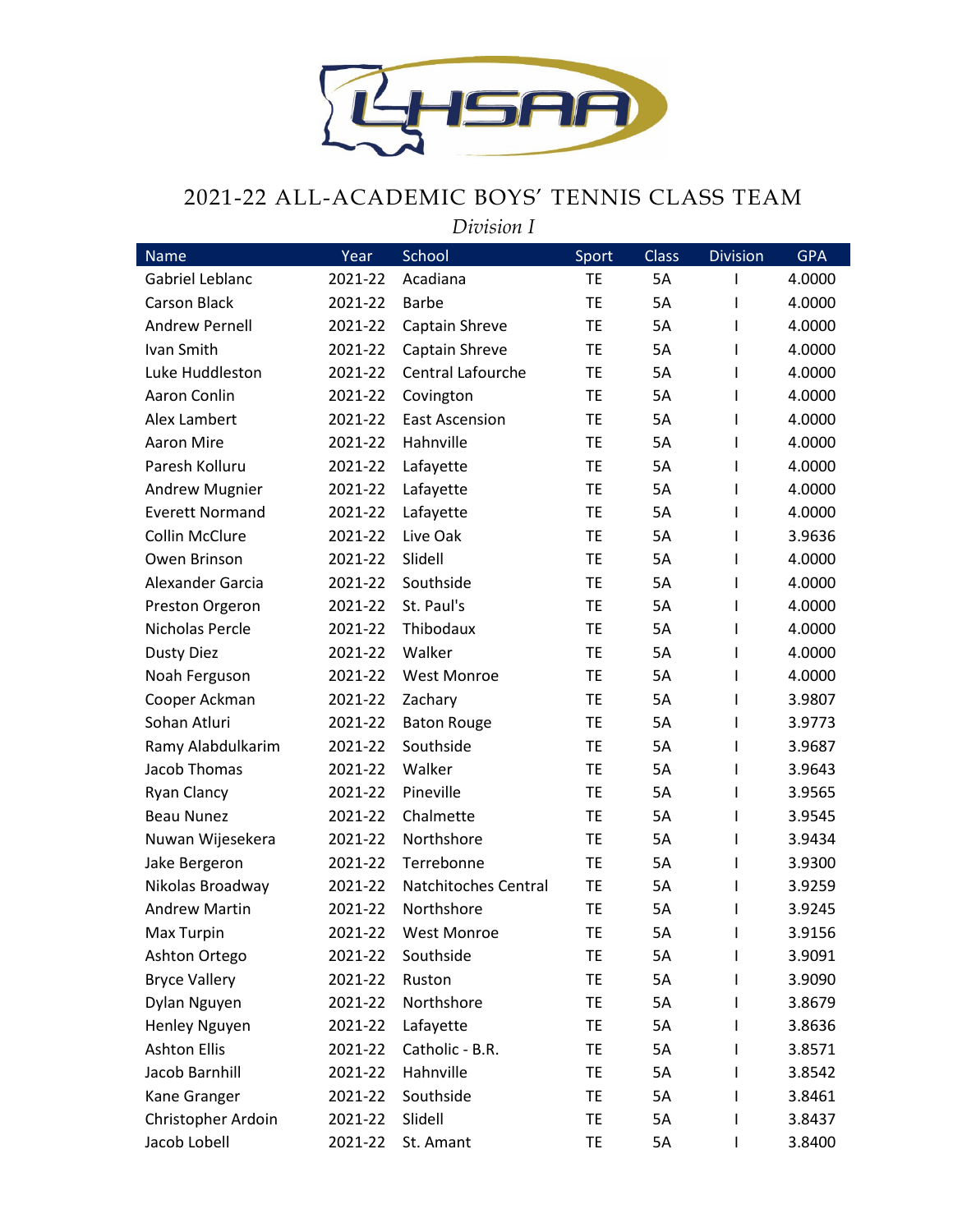# 2021-22 ALL-ACADEMIC BOYS' TENNIS CLASS TEAM

*Division I*

| Name | Year | School | Sport | Class | Division | GPA |
|---|---|---|---|---|---|---|
| Gabriel Leblanc | 2021-22 | Acadiana | TE | 5A | I | 4.0000 |
| Carson Black | 2021-22 | Barbe | TE | 5A | I | 4.0000 |
| Andrew Pernell | 2021-22 | Captain Shreve | TE | 5A | I | 4.0000 |
| Ivan Smith | 2021-22 | Captain Shreve | TE | 5A | I | 4.0000 |
| Luke Huddleston | 2021-22 | Central Lafourche | TE | 5A | I | 4.0000 |
| Aaron Conlin | 2021-22 | Covington | TE | 5A | I | 4.0000 |
| Alex Lambert | 2021-22 | East Ascension | TE | 5A | I | 4.0000 |
| Aaron Mire | 2021-22 | Hahnville | TE | 5A | I | 4.0000 |
| Paresh Kolluru | 2021-22 | Lafayette | TE | 5A | I | 4.0000 |
| Andrew Mugnier | 2021-22 | Lafayette | TE | 5A | I | 4.0000 |
| Everett Normand | 2021-22 | Lafayette | TE | 5A | I | 4.0000 |
| Collin McClure | 2021-22 | Live Oak | TE | 5A | I | 3.9636 |
| Owen Brinson | 2021-22 | Slidell | TE | 5A | I | 4.0000 |
| Alexander Garcia | 2021-22 | Southside | TE | 5A | I | 4.0000 |
| Preston Orgeron | 2021-22 | St. Paul's | TE | 5A | I | 4.0000 |
| Nicholas Percle | 2021-22 | Thibodaux | TE | 5A | I | 4.0000 |
| Dusty Diez | 2021-22 | Walker | TE | 5A | I | 4.0000 |
| Noah Ferguson | 2021-22 | West Monroe | TE | 5A | I | 4.0000 |
| Cooper Ackman | 2021-22 | Zachary | TE | 5A | I | 3.9807 |
| Sohan Atluri | 2021-22 | Baton Rouge | TE | 5A | I | 3.9773 |
| Ramy Alabdulkarim | 2021-22 | Southside | TE | 5A | I | 3.9687 |
| Jacob Thomas | 2021-22 | Walker | TE | 5A | I | 3.9643 |
| Ryan Clancy | 2021-22 | Pineville | TE | 5A | I | 3.9565 |
| Beau Nunez | 2021-22 | Chalmette | TE | 5A | I | 3.9545 |
| Nuwan Wijesekera | 2021-22 | Northshore | TE | 5A | I | 3.9434 |
| Jake Bergeron | 2021-22 | Terrebonne | TE | 5A | I | 3.9300 |
| Nikolas Broadway | 2021-22 | Natchitoches Central | TE | 5A | I | 3.9259 |
| Andrew Martin | 2021-22 | Northshore | TE | 5A | I | 3.9245 |
| Max Turpin | 2021-22 | West Monroe | TE | 5A | I | 3.9156 |
| Ashton Ortego | 2021-22 | Southside | TE | 5A | I | 3.9091 |
| Bryce Vallery | 2021-22 | Ruston | TE | 5A | I | 3.9090 |
| Dylan Nguyen | 2021-22 | Northshore | TE | 5A | I | 3.8679 |
| Henley Nguyen | 2021-22 | Lafayette | TE | 5A | I | 3.8636 |
| Ashton Ellis | 2021-22 | Catholic - B.R. | TE | 5A | I | 3.8571 |
| Jacob Barnhill | 2021-22 | Hahnville | TE | 5A | I | 3.8542 |
| Kane Granger | 2021-22 | Southside | TE | 5A | I | 3.8461 |
| Christopher Ardoin | 2021-22 | Slidell | TE | 5A | I | 3.8437 |
| Jacob Lobell | 2021-22 | St. Amant | TE | 5A | I | 3.8400 |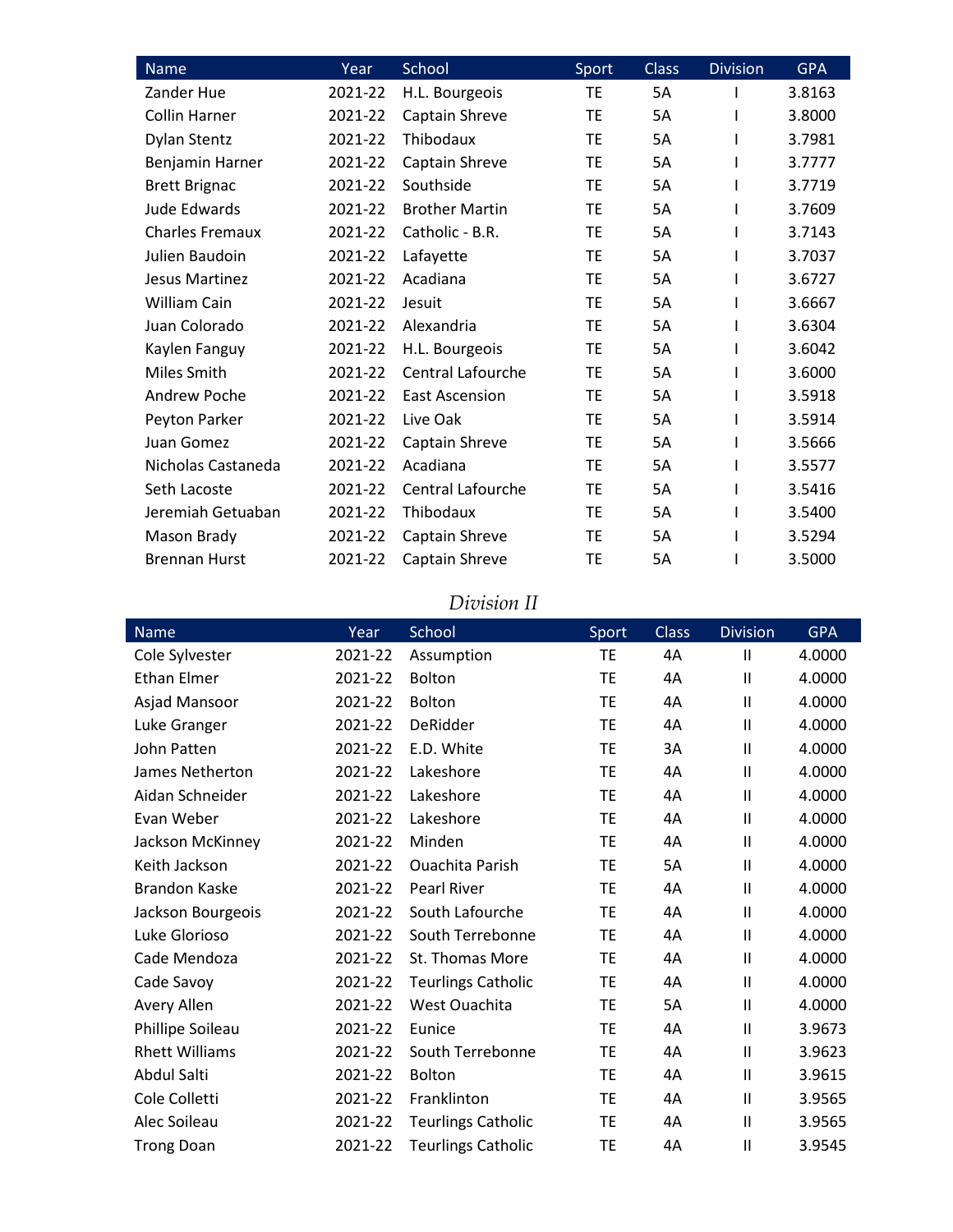| Name | Year | School | Sport | Class | Division | GPA |
|---|---|---|---|---|---|---|
| Zander Hue | 2021-22 | H.L. Bourgeois | TE | 5A | I | 3.8163 |
| Collin Harner | 2021-22 | Captain Shreve | TE | 5A | I | 3.8000 |
| Dylan Stentz | 2021-22 | Thibodaux | TE | 5A | I | 3.7981 |
| Benjamin Harner | 2021-22 | Captain Shreve | TE | 5A | I | 3.7777 |
| Brett Brignac | 2021-22 | Southside | TE | 5A | I | 3.7719 |
| Jude Edwards | 2021-22 | Brother Martin | TE | 5A | I | 3.7609 |
| Charles Fremaux | 2021-22 | Catholic - B.R. | TE | 5A | I | 3.7143 |
| Julien Baudoin | 2021-22 | Lafayette | TE | 5A | I | 3.7037 |
| Jesus Martinez | 2021-22 | Acadiana | TE | 5A | I | 3.6727 |
| William Cain | 2021-22 | Jesuit | TE | 5A | I | 3.6667 |
| Juan Colorado | 2021-22 | Alexandria | TE | 5A | I | 3.6304 |
| Kaylen Fanguy | 2021-22 | H.L. Bourgeois | TE | 5A | I | 3.6042 |
| Miles Smith | 2021-22 | Central Lafourche | TE | 5A | I | 3.6000 |
| Andrew Poche | 2021-22 | East Ascension | TE | 5A | I | 3.5918 |
| Peyton Parker | 2021-22 | Live Oak | TE | 5A | I | 3.5914 |
| Juan Gomez | 2021-22 | Captain Shreve | TE | 5A | I | 3.5666 |
| Nicholas Castaneda | 2021-22 | Acadiana | TE | 5A | I | 3.5577 |
| Seth Lacoste | 2021-22 | Central Lafourche | TE | 5A | I | 3.5416 |
| Jeremiah Getuaban | 2021-22 | Thibodaux | TE | 5A | I | 3.5400 |
| Mason Brady | 2021-22 | Captain Shreve | TE | 5A | I | 3.5294 |
| Brennan Hurst | 2021-22 | Captain Shreve | TE | 5A | I | 3.5000 |

*Division II*

| Name | Year | School | Sport | Class | Division | GPA |
|---|---|---|---|---|---|---|
| Cole Sylvester | 2021-22 | Assumption | TE | 4A | II | 4.0000 |
| Ethan Elmer | 2021-22 | Bolton | TE | 4A | II | 4.0000 |
| Asjad Mansoor | 2021-22 | Bolton | TE | 4A | II | 4.0000 |
| Luke Granger | 2021-22 | DeRidder | TE | 4A | II | 4.0000 |
| John Patten | 2021-22 | E.D. White | TE | 3A | II | 4.0000 |
| James Netherton | 2021-22 | Lakeshore | TE | 4A | II | 4.0000 |
| Aidan Schneider | 2021-22 | Lakeshore | TE | 4A | II | 4.0000 |
| Evan Weber | 2021-22 | Lakeshore | TE | 4A | II | 4.0000 |
| Jackson McKinney | 2021-22 | Minden | TE | 4A | II | 4.0000 |
| Keith Jackson | 2021-22 | Ouachita Parish | TE | 5A | II | 4.0000 |
| Brandon Kaske | 2021-22 | Pearl River | TE | 4A | II | 4.0000 |
| Jackson Bourgeois | 2021-22 | South Lafourche | TE | 4A | II | 4.0000 |
| Luke Glorioso | 2021-22 | South Terrebonne | TE | 4A | II | 4.0000 |
| Cade Mendoza | 2021-22 | St. Thomas More | TE | 4A | II | 4.0000 |
| Cade Savoy | 2021-22 | Teurlings Catholic | TE | 4A | II | 4.0000 |
| Avery Allen | 2021-22 | West Ouachita | TE | 5A | II | 4.0000 |
| Phillipe Soileau | 2021-22 | Eunice | TE | 4A | II | 3.9673 |
| Rhett Williams | 2021-22 | South Terrebonne | TE | 4A | II | 3.9623 |
| Abdul Salti | 2021-22 | Bolton | TE | 4A | II | 3.9615 |
| Cole Colletti | 2021-22 | Franklinton | TE | 4A | II | 3.9565 |
| Alec Soileau | 2021-22 | Teurlings Catholic | TE | 4A | II | 3.9565 |
| Trong Doan | 2021-22 | Teurlings Catholic | TE | 4A | II | 3.9545 |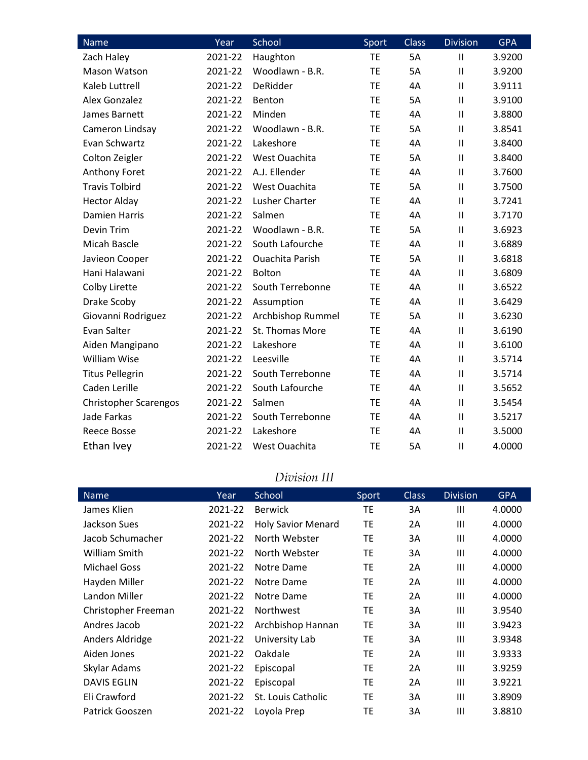| Name | Year | School | Sport | Class | Division | GPA |
|---|---|---|---|---|---|---|
| Zach Haley | 2021-22 | Haughton | TE | 5A | II | 3.9200 |
| Mason Watson | 2021-22 | Woodlawn - B.R. | TE | 5A | II | 3.9200 |
| Kaleb Luttrell | 2021-22 | DeRidder | TE | 4A | II | 3.9111 |
| Alex Gonzalez | 2021-22 | Benton | TE | 5A | II | 3.9100 |
| James Barnett | 2021-22 | Minden | TE | 4A | II | 3.8800 |
| Cameron Lindsay | 2021-22 | Woodlawn - B.R. | TE | 5A | II | 3.8541 |
| Evan Schwartz | 2021-22 | Lakeshore | TE | 4A | II | 3.8400 |
| Colton Zeigler | 2021-22 | West Ouachita | TE | 5A | II | 3.8400 |
| Anthony Foret | 2021-22 | A.J. Ellender | TE | 4A | II | 3.7600 |
| Travis Tolbird | 2021-22 | West Ouachita | TE | 5A | II | 3.7500 |
| Hector Alday | 2021-22 | Lusher Charter | TE | 4A | II | 3.7241 |
| Damien Harris | 2021-22 | Salmen | TE | 4A | II | 3.7170 |
| Devin Trim | 2021-22 | Woodlawn - B.R. | TE | 5A | II | 3.6923 |
| Micah Bascle | 2021-22 | South Lafourche | TE | 4A | II | 3.6889 |
| Javieon Cooper | 2021-22 | Ouachita Parish | TE | 5A | II | 3.6818 |
| Hani Halawani | 2021-22 | Bolton | TE | 4A | II | 3.6809 |
| Colby Lirette | 2021-22 | South Terrebonne | TE | 4A | II | 3.6522 |
| Drake Scoby | 2021-22 | Assumption | TE | 4A | II | 3.6429 |
| Giovanni Rodriguez | 2021-22 | Archbishop Rummel | TE | 5A | II | 3.6230 |
| Evan Salter | 2021-22 | St. Thomas More | TE | 4A | II | 3.6190 |
| Aiden Mangipano | 2021-22 | Lakeshore | TE | 4A | II | 3.6100 |
| William Wise | 2021-22 | Leesville | TE | 4A | II | 3.5714 |
| Titus Pellegrin | 2021-22 | South Terrebonne | TE | 4A | II | 3.5714 |
| Caden Lerille | 2021-22 | South Lafourche | TE | 4A | II | 3.5652 |
| Christopher Scarengos | 2021-22 | Salmen | TE | 4A | II | 3.5454 |
| Jade Farkas | 2021-22 | South Terrebonne | TE | 4A | II | 3.5217 |
| Reece Bosse | 2021-22 | Lakeshore | TE | 4A | II | 3.5000 |
| Ethan Ivey | 2021-22 | West Ouachita | TE | 5A | II | 4.0000 |

## *Division III*

| Name | Year | School | Sport | Class | Division | GPA |
|---|---|---|---|---|---|---|
| James Klien | 2021-22 | Berwick | TE | 3A | III | 4.0000 |
| Jackson Sues | 2021-22 | Holy Savior Menard | TE | 2A | III | 4.0000 |
| Jacob Schumacher | 2021-22 | North Webster | TE | 3A | III | 4.0000 |
| William Smith | 2021-22 | North Webster | TE | 3A | III | 4.0000 |
| Michael Goss | 2021-22 | Notre Dame | TE | 2A | III | 4.0000 |
| Hayden Miller | 2021-22 | Notre Dame | TE | 2A | III | 4.0000 |
| Landon Miller | 2021-22 | Notre Dame | TE | 2A | III | 4.0000 |
| Christopher Freeman | 2021-22 | Northwest | TE | 3A | III | 3.9540 |
| Andres Jacob | 2021-22 | Archbishop Hannan | TE | 3A | III | 3.9423 |
| Anders Aldridge | 2021-22 | University Lab | TE | 3A | III | 3.9348 |
| Aiden Jones | 2021-22 | Oakdale | TE | 2A | III | 3.9333 |
| Skylar Adams | 2021-22 | Episcopal | TE | 2A | III | 3.9259 |
| DAVIS EGLIN | 2021-22 | Episcopal | TE | 2A | III | 3.9221 |
| Eli Crawford | 2021-22 | St. Louis Catholic | TE | 3A | III | 3.8909 |
| Patrick Gooszen | 2021-22 | Loyola Prep | TE | 3A | III | 3.8810 |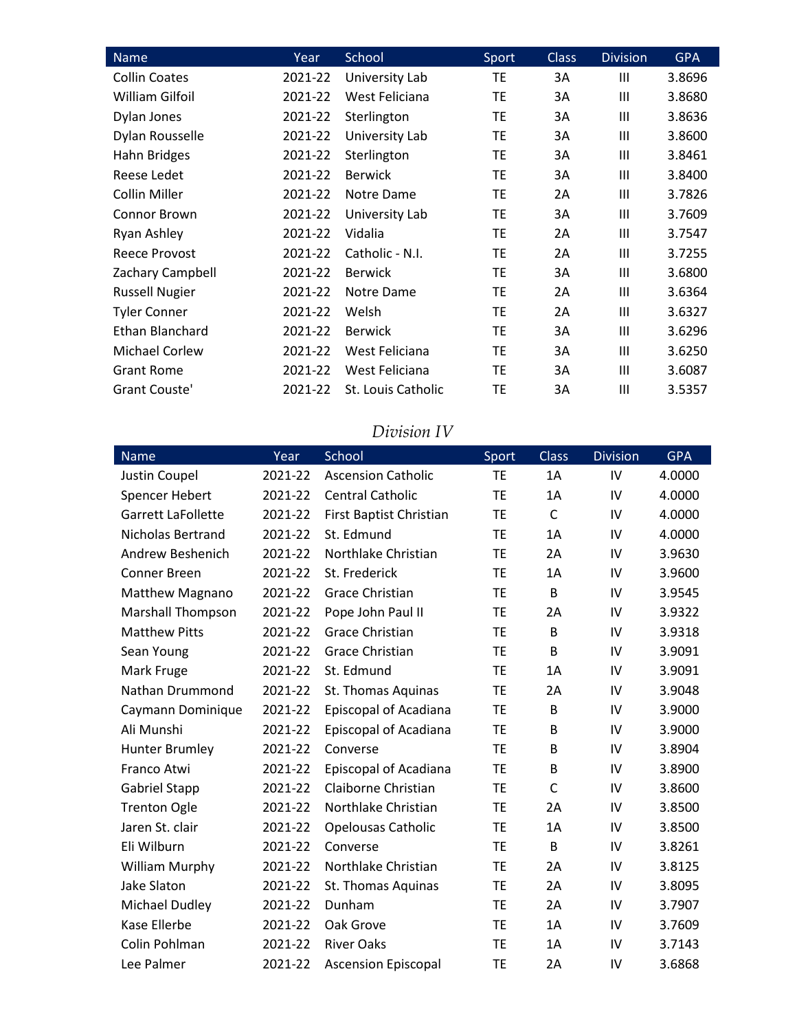| Name | Year | School | Sport | Class | Division | GPA |
|---|---|---|---|---|---|---|
| Collin Coates | 2021-22 | University Lab | TE | 3A | III | 3.8696 |
| William Gilfoil | 2021-22 | West Feliciana | TE | 3A | III | 3.8680 |
| Dylan Jones | 2021-22 | Sterlington | TE | 3A | III | 3.8636 |
| Dylan Rousselle | 2021-22 | University Lab | TE | 3A | III | 3.8600 |
| Hahn Bridges | 2021-22 | Sterlington | TE | 3A | III | 3.8461 |
| Reese Ledet | 2021-22 | Berwick | TE | 3A | III | 3.8400 |
| Collin Miller | 2021-22 | Notre Dame | TE | 2A | III | 3.7826 |
| Connor Brown | 2021-22 | University Lab | TE | 3A | III | 3.7609 |
| Ryan Ashley | 2021-22 | Vidalia | TE | 2A | III | 3.7547 |
| Reece Provost | 2021-22 | Catholic - N.I. | TE | 2A | III | 3.7255 |
| Zachary Campbell | 2021-22 | Berwick | TE | 3A | III | 3.6800 |
| Russell Nugier | 2021-22 | Notre Dame | TE | 2A | III | 3.6364 |
| Tyler Conner | 2021-22 | Welsh | TE | 2A | III | 3.6327 |
| Ethan Blanchard | 2021-22 | Berwick | TE | 3A | III | 3.6296 |
| Michael Corlew | 2021-22 | West Feliciana | TE | 3A | III | 3.6250 |
| Grant Rome | 2021-22 | West Feliciana | TE | 3A | III | 3.6087 |
| Grant Couste' | 2021-22 | St. Louis Catholic | TE | 3A | III | 3.5357 |

*Division IV*

| Name | Year | School | Sport | Class | Division | GPA |
|---|---|---|---|---|---|---|
| Justin Coupel | 2021-22 | Ascension Catholic | TE | 1A | IV | 4.0000 |
| Spencer Hebert | 2021-22 | Central Catholic | TE | 1A | IV | 4.0000 |
| Garrett LaFollette | 2021-22 | First Baptist Christian | TE | C | IV | 4.0000 |
| Nicholas Bertrand | 2021-22 | St. Edmund | TE | 1A | IV | 4.0000 |
| Andrew Beshenich | 2021-22 | Northlake Christian | TE | 2A | IV | 3.9630 |
| Conner Breen | 2021-22 | St. Frederick | TE | 1A | IV | 3.9600 |
| Matthew Magnano | 2021-22 | Grace Christian | TE | B | IV | 3.9545 |
| Marshall Thompson | 2021-22 | Pope John Paul II | TE | 2A | IV | 3.9322 |
| Matthew Pitts | 2021-22 | Grace Christian | TE | B | IV | 3.9318 |
| Sean Young | 2021-22 | Grace Christian | TE | B | IV | 3.9091 |
| Mark Fruge | 2021-22 | St. Edmund | TE | 1A | IV | 3.9091 |
| Nathan Drummond | 2021-22 | St. Thomas Aquinas | TE | 2A | IV | 3.9048 |
| Caymann Dominique | 2021-22 | Episcopal of Acadiana | TE | B | IV | 3.9000 |
| Ali Munshi | 2021-22 | Episcopal of Acadiana | TE | B | IV | 3.9000 |
| Hunter Brumley | 2021-22 | Converse | TE | B | IV | 3.8904 |
| Franco Atwi | 2021-22 | Episcopal of Acadiana | TE | B | IV | 3.8900 |
| Gabriel Stapp | 2021-22 | Claiborne Christian | TE | C | IV | 3.8600 |
| Trenton Ogle | 2021-22 | Northlake Christian | TE | 2A | IV | 3.8500 |
| Jaren St. clair | 2021-22 | Opelousas Catholic | TE | 1A | IV | 3.8500 |
| Eli Wilburn | 2021-22 | Converse | TE | B | IV | 3.8261 |
| William Murphy | 2021-22 | Northlake Christian | TE | 2A | IV | 3.8125 |
| Jake Slaton | 2021-22 | St. Thomas Aquinas | TE | 2A | IV | 3.8095 |
| Michael Dudley | 2021-22 | Dunham | TE | 2A | IV | 3.7907 |
| Kase Ellerbe | 2021-22 | Oak Grove | TE | 1A | IV | 3.7609 |
| Colin Pohlman | 2021-22 | River Oaks | TE | 1A | IV | 3.7143 |
| Lee Palmer | 2021-22 | Ascension Episcopal | TE | 2A | IV | 3.6868 |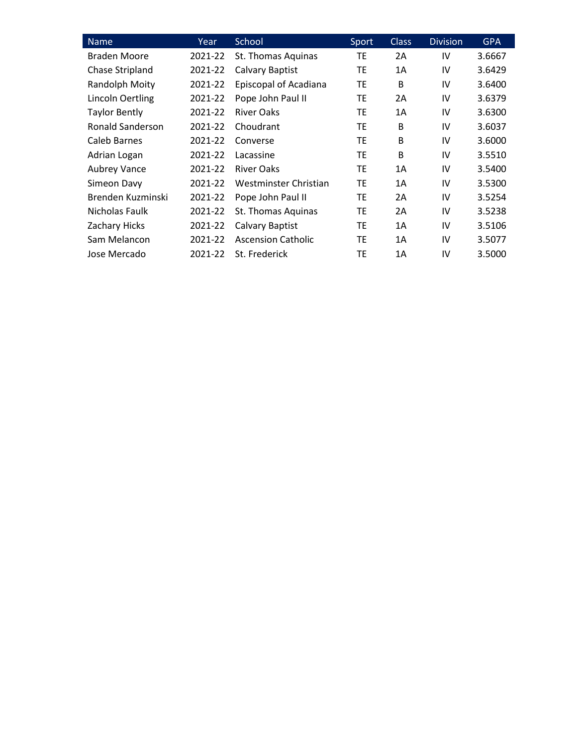| Name | Year | School | Sport | Class | Division | GPA |
|---|---|---|---|---|---|---|
| Braden Moore | 2021-22 | St. Thomas Aquinas | TE | 2A | IV | 3.6667 |
| Chase Stripland | 2021-22 | Calvary Baptist | TE | 1A | IV | 3.6429 |
| Randolph Moity | 2021-22 | Episcopal of Acadiana | TE | B | IV | 3.6400 |
| Lincoln Oertling | 2021-22 | Pope John Paul II | TE | 2A | IV | 3.6379 |
| Taylor Bently | 2021-22 | River Oaks | TE | 1A | IV | 3.6300 |
| Ronald Sanderson | 2021-22 | Choudrant | TE | B | IV | 3.6037 |
| Caleb Barnes | 2021-22 | Converse | TE | B | IV | 3.6000 |
| Adrian Logan | 2021-22 | Lacassine | TE | B | IV | 3.5510 |
| Aubrey Vance | 2021-22 | River Oaks | TE | 1A | IV | 3.5400 |
| Simeon Davy | 2021-22 | Westminster Christian | TE | 1A | IV | 3.5300 |
| Brenden Kuzminski | 2021-22 | Pope John Paul II | TE | 2A | IV | 3.5254 |
| Nicholas Faulk | 2021-22 | St. Thomas Aquinas | TE | 2A | IV | 3.5238 |
| Zachary Hicks | 2021-22 | Calvary Baptist | TE | 1A | IV | 3.5106 |
| Sam Melancon | 2021-22 | Ascension Catholic | TE | 1A | IV | 3.5077 |
| Jose Mercado | 2021-22 | St. Frederick | TE | 1A | IV | 3.5000 |